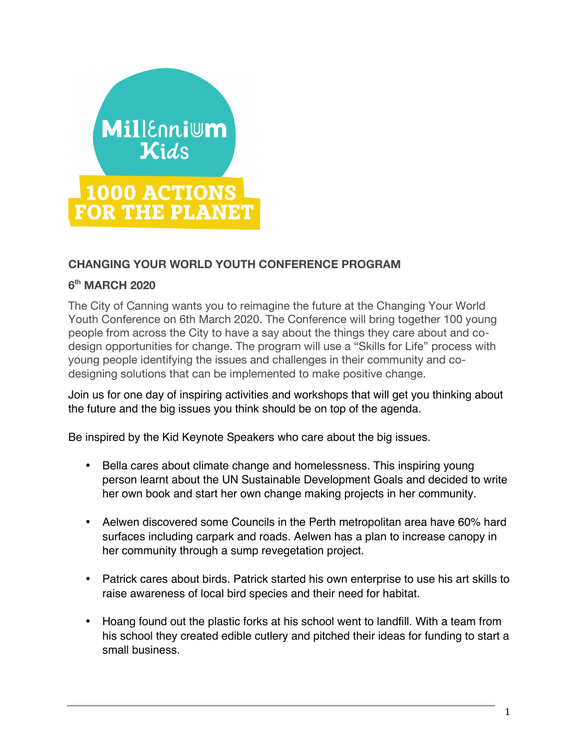Millennium Kids

1000 ACTIONS FOR THE PLANET

## CHANGING YOUR WORLD YOUTH CONFERENCE PROGRAM

### 6th MARCH 2020

The City of Canning wants you to reimagine the future at the Changing Your World Youth Conference on 6th March 2020. The Conference will bring together 100 young people from across the City to have a say about the things they care about and co-design opportunities for change. The program will use a "Skills for Life" process with young people identifying the issues and challenges in their community and co-designing solutions that can be implemented to make positive change.

Join us for one day of inspiring activities and workshops that will get you thinking about the future and the big issues you think should be on top of the agenda.

Be inspired by the Kid Keynote Speakers who care about the big issues.

- Bella cares about climate change and homelessness. This inspiring young person learnt about the UN Sustainable Development Goals and decided to write her own book and start her own change making projects in her community.

- Aelwen discovered some Councils in the Perth metropolitan area have 60% hard surfaces including carpark and roads. Aelwen has a plan to increase canopy in her community through a sump revegetation project.

- Patrick cares about birds. Patrick started his own enterprise to use his art skills to raise awareness of local bird species and their need for habitat.

- Hoang found out the plastic forks at his school went to landfill. With a team from his school they created edible cutlery and pitched their ideas for funding to start a small business.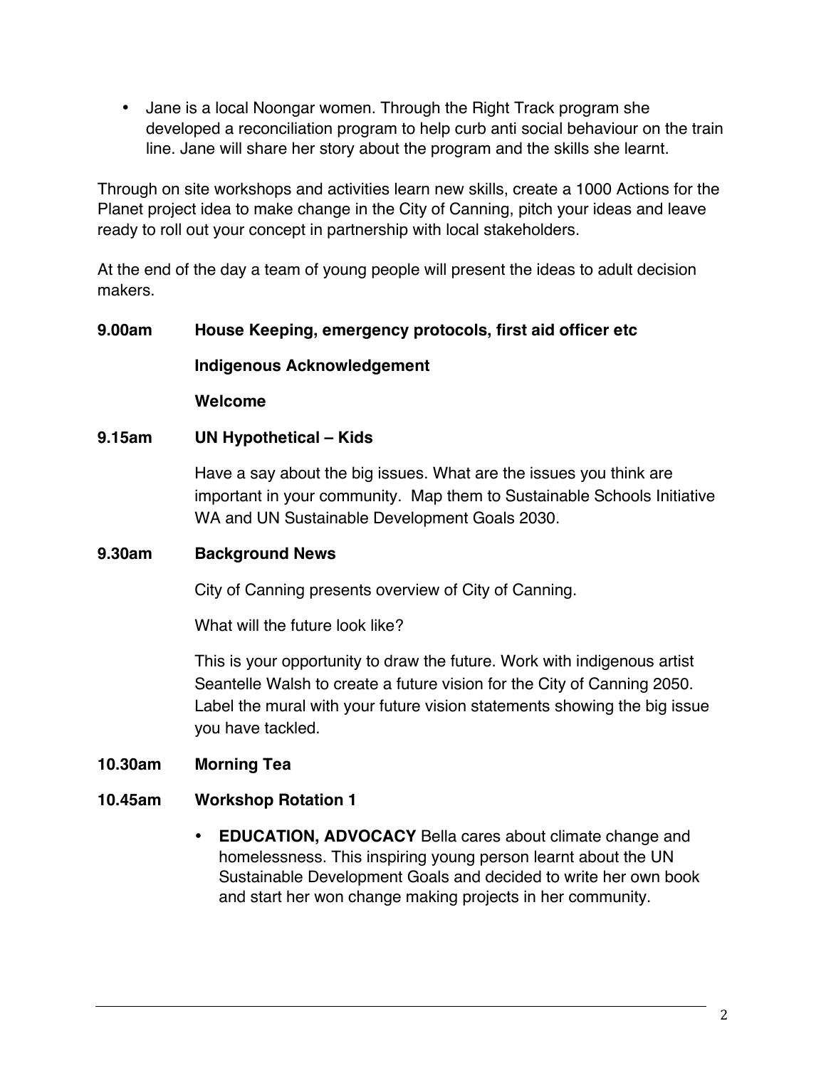- Jane is a local Noongar women. Through the Right Track program she developed a reconciliation program to help curb anti social behaviour on the train line. Jane will share her story about the program and the skills she learnt.

Through on site workshops and activities learn new skills, create a 1000 Actions for the Planet project idea to make change in the City of Canning, pitch your ideas and leave ready to roll out your concept in partnership with local stakeholders.

At the end of the day a team of young people will present the ideas to adult decision makers.

**9.00am House Keeping, emergency protocols, first aid officer etc**

**Indigenous Acknowledgement**

**Welcome**

**9.15am UN Hypothetical – Kids**

Have a say about the big issues. What are the issues you think are important in your community. Map them to Sustainable Schools Initiative WA and UN Sustainable Development Goals 2030.

**9.30am Background News**

City of Canning presents overview of City of Canning.

What will the future look like?

This is your opportunity to draw the future. Work with indigenous artist Seantelle Walsh to create a future vision for the City of Canning 2050. Label the mural with your future vision statements showing the big issue you have tackled.

**10.30am Morning Tea**

**10.45am Workshop Rotation 1**

- **EDUCATION, ADVOCACY** Bella cares about climate change and homelessness. This inspiring young person learnt about the UN Sustainable Development Goals and decided to write her own book and start her won change making projects in her community.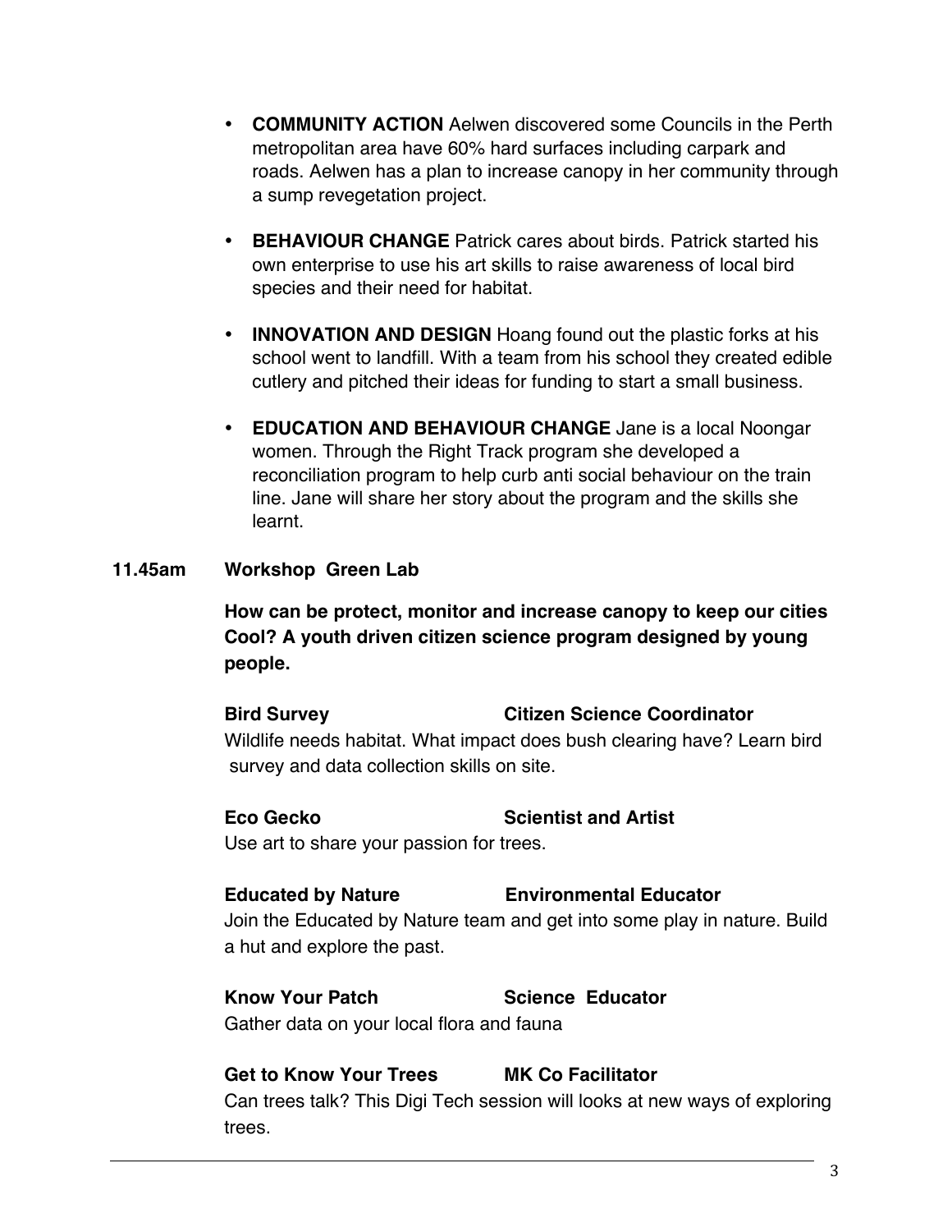- **COMMUNITY ACTION** Aelwen discovered some Councils in the Perth metropolitan area have 60% hard surfaces including carpark and roads. Aelwen has a plan to increase canopy in her community through a sump revegetation project.

- **BEHAVIOUR CHANGE** Patrick cares about birds. Patrick started his own enterprise to use his art skills to raise awareness of local bird species and their need for habitat.

- **INNOVATION AND DESIGN** Hoang found out the plastic forks at his school went to landfill. With a team from his school they created edible cutlery and pitched their ideas for funding to start a small business.

- **EDUCATION AND BEHAVIOUR CHANGE** Jane is a local Noongar women. Through the Right Track program she developed a reconciliation program to help curb anti social behaviour on the train line. Jane will share her story about the program and the skills she learnt.

**11.45am Workshop Green Lab**

**How can be protect, monitor and increase canopy to keep our cities Cool? A youth driven citizen science program designed by young people.**

**Bird Survey** — **Citizen Science Coordinator**
Wildlife needs habitat. What impact does bush clearing have? Learn bird survey and data collection skills on site.

**Eco Gecko** — **Scientist and Artist**
Use art to share your passion for trees.

**Educated by Nature** — **Environmental Educator**
Join the Educated by Nature team and get into some play in nature. Build a hut and explore the past.

**Know Your Patch** — **Science Educator**
Gather data on your local flora and fauna

**Get to Know Your Trees** — **MK Co Facilitator**
Can trees talk? This Digi Tech session will looks at new ways of exploring trees.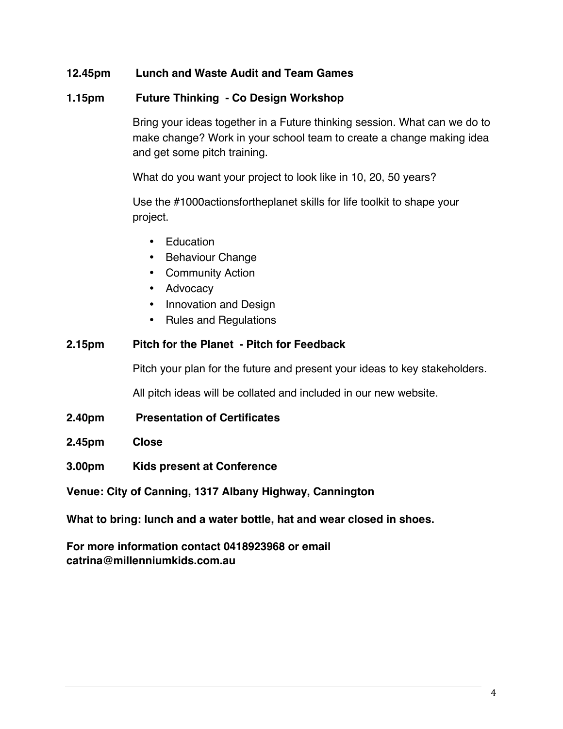**12.45pm  Lunch and Waste Audit and Team Games**

**1.15pm  Future Thinking - Co Design Workshop**

Bring your ideas together in a Future thinking session. What can we do to make change? Work in your school team to create a change making idea and get some pitch training.

What do you want your project to look like in 10, 20, 50 years?

Use the #1000actionsfortheplanet skills for life toolkit to shape your project.

- Education
- Behaviour Change
- Community Action
- Advocacy
- Innovation and Design
- Rules and Regulations

**2.15pm  Pitch for the Planet - Pitch for Feedback**

Pitch your plan for the future and present your ideas to key stakeholders.

All pitch ideas will be collated and included in our new website.

**2.40pm  Presentation of Certificates**

**2.45pm  Close**

**3.00pm  Kids present at Conference**

**Venue: City of Canning, 1317 Albany Highway, Cannington**

**What to bring: lunch and a water bottle, hat and wear closed in shoes.**

**For more information contact 0418923968 or email catrina@millenniumkids.com.au**